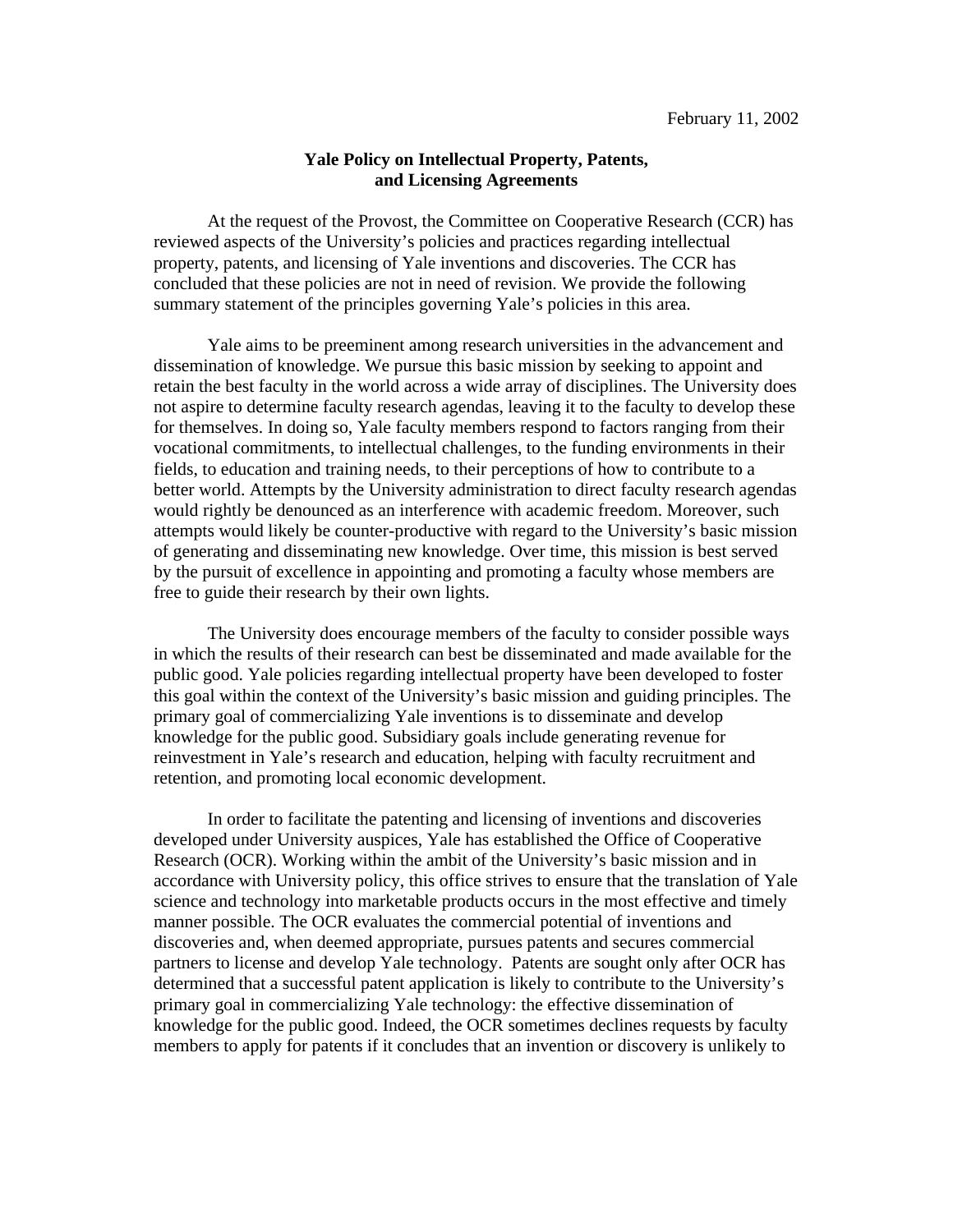February 11, 2002

# Yale Policy on Intellectual Property, Patents, and Licensing Agreements

At the request of the Provost, the Committee on Cooperative Research (CCR) has reviewed aspects of the University's policies and practices regarding intellectual property, patents, and licensing of Yale inventions and discoveries. The CCR has concluded that these policies are not in need of revision. We provide the following summary statement of the principles governing Yale's policies in this area.

Yale aims to be preeminent among research universities in the advancement and dissemination of knowledge. We pursue this basic mission by seeking to appoint and retain the best faculty in the world across a wide array of disciplines. The University does not aspire to determine faculty research agendas, leaving it to the faculty to develop these for themselves. In doing so, Yale faculty members respond to factors ranging from their vocational commitments, to intellectual challenges, to the funding environments in their fields, to education and training needs, to their perceptions of how to contribute to a better world. Attempts by the University administration to direct faculty research agendas would rightly be denounced as an interference with academic freedom. Moreover, such attempts would likely be counter-productive with regard to the University's basic mission of generating and disseminating new knowledge. Over time, this mission is best served by the pursuit of excellence in appointing and promoting a faculty whose members are free to guide their research by their own lights.

The University does encourage members of the faculty to consider possible ways in which the results of their research can best be disseminated and made available for the public good. Yale policies regarding intellectual property have been developed to foster this goal within the context of the University's basic mission and guiding principles. The primary goal of commercializing Yale inventions is to disseminate and develop knowledge for the public good. Subsidiary goals include generating revenue for reinvestment in Yale's research and education, helping with faculty recruitment and retention, and promoting local economic development.

In order to facilitate the patenting and licensing of inventions and discoveries developed under University auspices, Yale has established the Office of Cooperative Research (OCR). Working within the ambit of the University's basic mission and in accordance with University policy, this office strives to ensure that the translation of Yale science and technology into marketable products occurs in the most effective and timely manner possible. The OCR evaluates the commercial potential of inventions and discoveries and, when deemed appropriate, pursues patents and secures commercial partners to license and develop Yale technology. Patents are sought only after OCR has determined that a successful patent application is likely to contribute to the University's primary goal in commercializing Yale technology: the effective dissemination of knowledge for the public good. Indeed, the OCR sometimes declines requests by faculty members to apply for patents if it concludes that an invention or discovery is unlikely to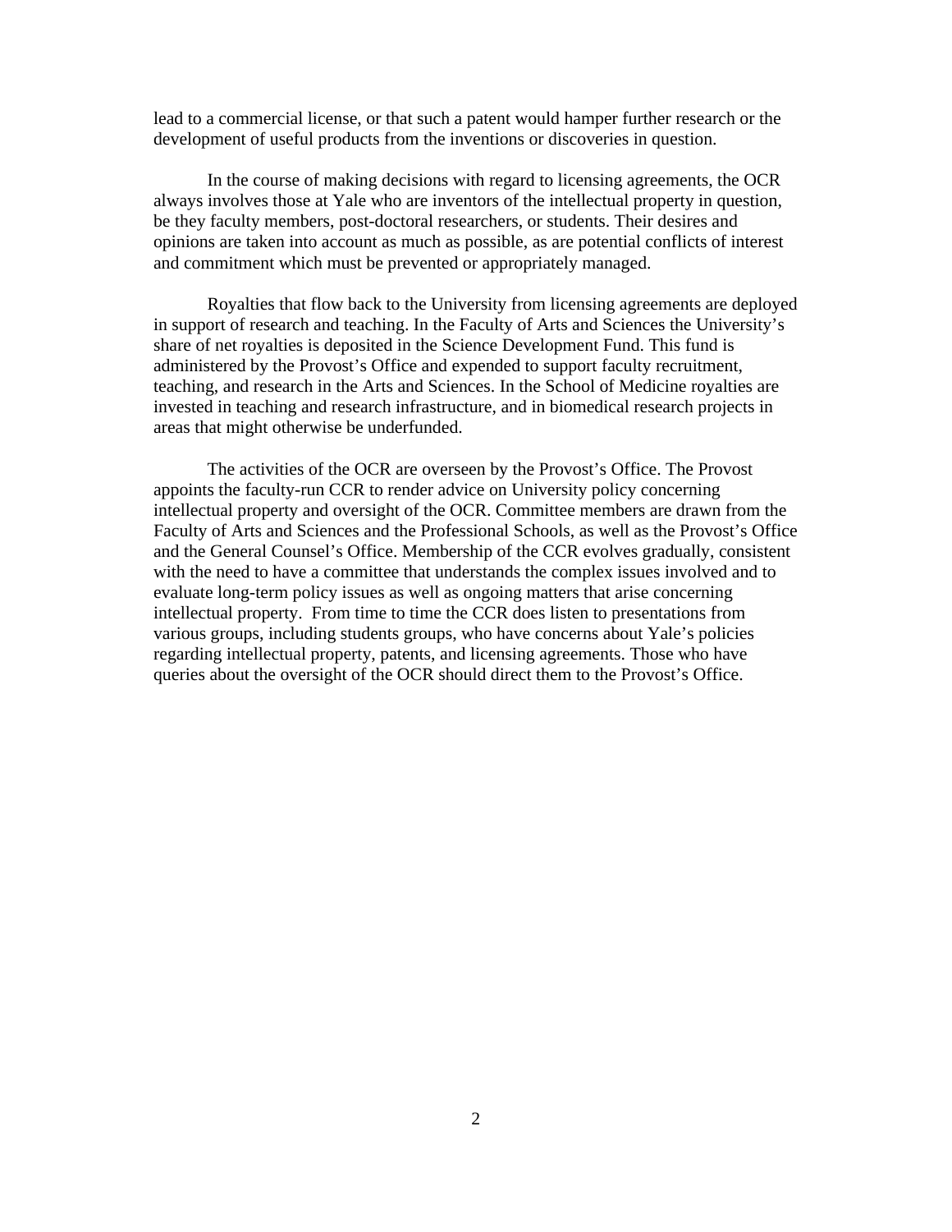lead to a commercial license, or that such a patent would hamper further research or the development of useful products from the inventions or discoveries in question.

In the course of making decisions with regard to licensing agreements, the OCR always involves those at Yale who are inventors of the intellectual property in question, be they faculty members, post-doctoral researchers, or students. Their desires and opinions are taken into account as much as possible, as are potential conflicts of interest and commitment which must be prevented or appropriately managed.

Royalties that flow back to the University from licensing agreements are deployed in support of research and teaching. In the Faculty of Arts and Sciences the University's share of net royalties is deposited in the Science Development Fund. This fund is administered by the Provost's Office and expended to support faculty recruitment, teaching, and research in the Arts and Sciences. In the School of Medicine royalties are invested in teaching and research infrastructure, and in biomedical research projects in areas that might otherwise be underfunded.

The activities of the OCR are overseen by the Provost's Office. The Provost appoints the faculty-run CCR to render advice on University policy concerning intellectual property and oversight of the OCR. Committee members are drawn from the Faculty of Arts and Sciences and the Professional Schools, as well as the Provost's Office and the General Counsel's Office. Membership of the CCR evolves gradually, consistent with the need to have a committee that understands the complex issues involved and to evaluate long-term policy issues as well as ongoing matters that arise concerning intellectual property. From time to time the CCR does listen to presentations from various groups, including students groups, who have concerns about Yale's policies regarding intellectual property, patents, and licensing agreements. Those who have queries about the oversight of the OCR should direct them to the Provost's Office.